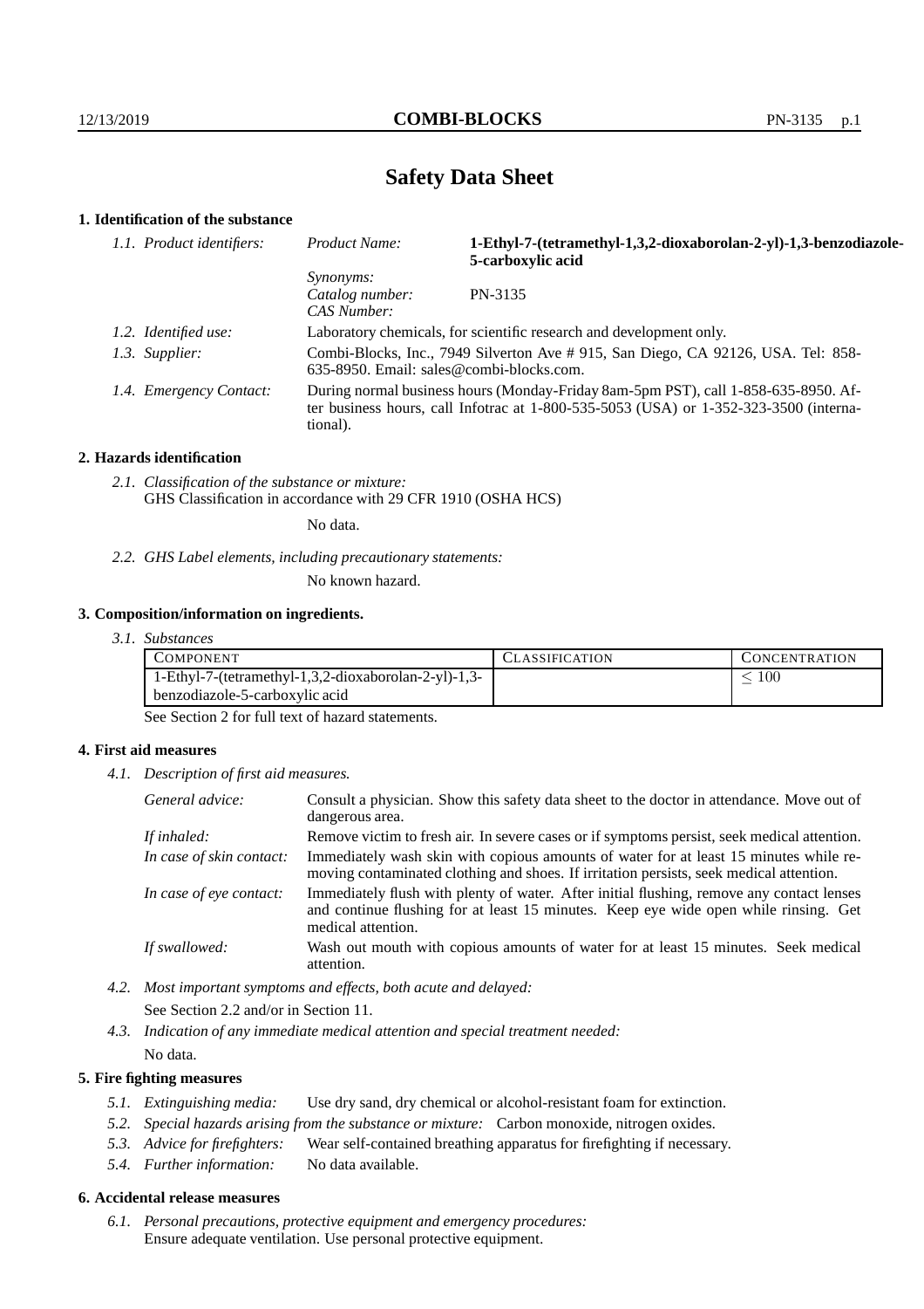# Safety Data Sheet

## 1. Identification of the substance

| 1.1. Product identifiers: | Product Name: | **1-Ethyl-7-(tetramethyl-1,3,2-dioxaborolan-2-yl)-1,3-benzodiazole-5-carboxylic acid** |
|---|---|---|
| | Synonyms: | |
| | Catalog number: | PN-3135 |
| | CAS Number: | |
| 1.2. Identified use: | Laboratory chemicals, for scientific research and development only. | |
| 1.3. Supplier: | Combi-Blocks, Inc., 7949 Silverton Ave # 915, San Diego, CA 92126, USA. Tel: 858-635-8950. Email: sales@combi-blocks.com. | |
| 1.4. Emergency Contact: | During normal business hours (Monday-Friday 8am-5pm PST), call 1-858-635-8950. After business hours, call Infotrac at 1-800-535-5053 (USA) or 1-352-323-3500 (international). | |

## 2. Hazards identification

*2.1. Classification of the substance or mixture:*
GHS Classification in accordance with 29 CFR 1910 (OSHA HCS)

No data.

*2.2. GHS Label elements, including precautionary statements:*

No known hazard.

## 3. Composition/information on ingredients.

*3.1. Substances*

| COMPONENT | CLASSIFICATION | CONCENTRATION |
|---|---|---|
| 1-Ethyl-7-(tetramethyl-1,3,2-dioxaborolan-2-yl)-1,3-benzodiazole-5-carboxylic acid | | $\leq 100$ |

See Section 2 for full text of hazard statements.

## 4. First aid measures

*4.1. Description of first aid measures.*

| | |
|---|---|
| *General advice:* | Consult a physician. Show this safety data sheet to the doctor in attendance. Move out of dangerous area. |
| *If inhaled:* | Remove victim to fresh air. In severe cases or if symptoms persist, seek medical attention. |
| *In case of skin contact:* | Immediately wash skin with copious amounts of water for at least 15 minutes while removing contaminated clothing and shoes. If irritation persists, seek medical attention. |
| *In case of eye contact:* | Immediately flush with plenty of water. After initial flushing, remove any contact lenses and continue flushing for at least 15 minutes. Keep eye wide open while rinsing. Get medical attention. |
| *If swallowed:* | Wash out mouth with copious amounts of water for at least 15 minutes. Seek medical attention. |

*4.2. Most important symptoms and effects, both acute and delayed:*

See Section 2.2 and/or in Section 11.

*4.3. Indication of any immediate medical attention and special treatment needed:*

No data.

## 5. Fire fighting measures

*5.1. Extinguishing media:* Use dry sand, dry chemical or alcohol-resistant foam for extinction.

*5.2. Special hazards arising from the substance or mixture:* Carbon monoxide, nitrogen oxides.

*5.3. Advice for firefighters:* Wear self-contained breathing apparatus for firefighting if necessary.

*5.4. Further information:* No data available.

## 6. Accidental release measures

*6.1. Personal precautions, protective equipment and emergency procedures:*
Ensure adequate ventilation. Use personal protective equipment.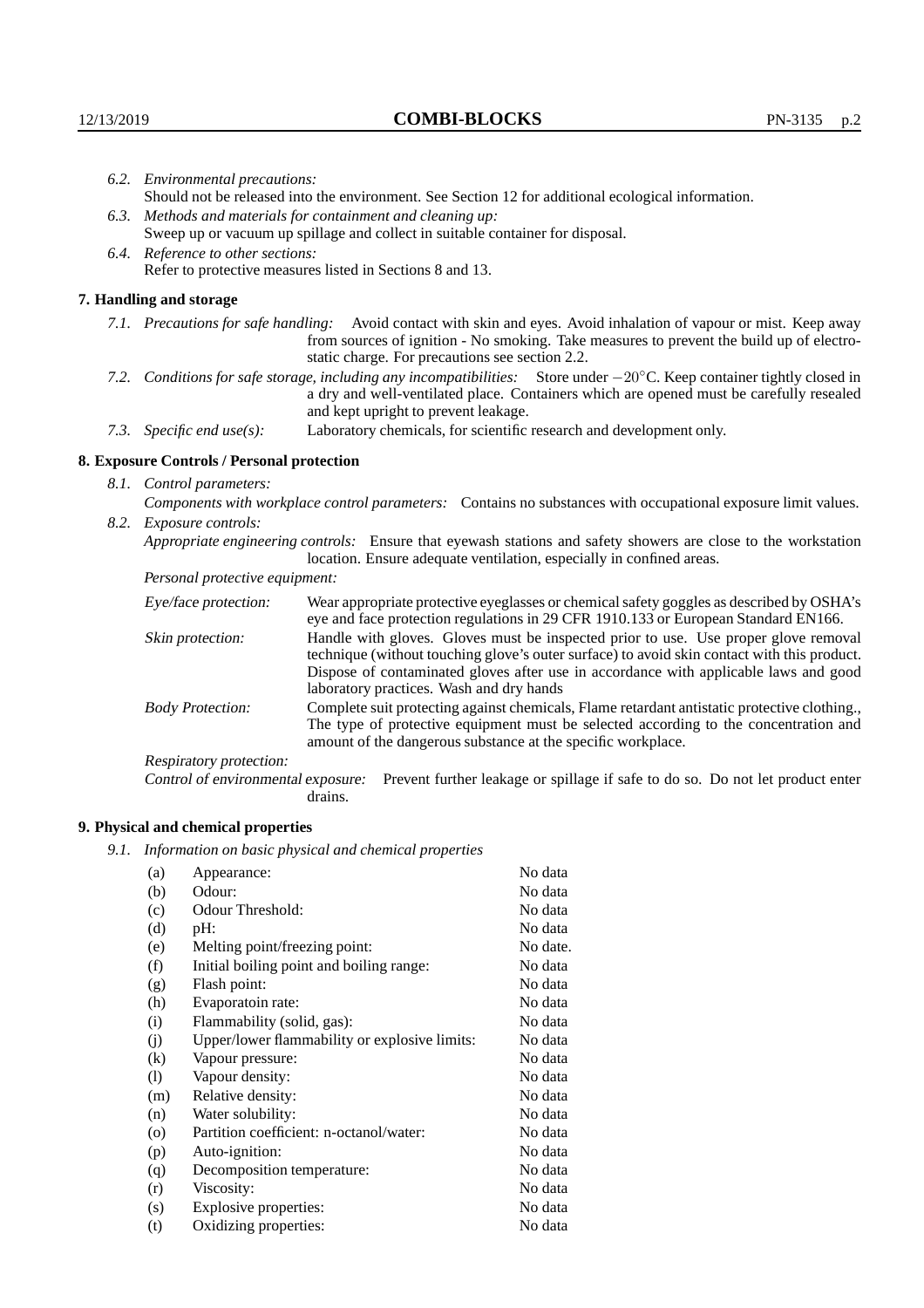*6.2. Environmental precautions:*
Should not be released into the environment. See Section 12 for additional ecological information.

*6.3. Methods and materials for containment and cleaning up:*
Sweep up or vacuum up spillage and collect in suitable container for disposal.

*6.4. Reference to other sections:*
Refer to protective measures listed in Sections 8 and 13.

## 7. Handling and storage

*7.1. Precautions for safe handling:* Avoid contact with skin and eyes. Avoid inhalation of vapour or mist. Keep away from sources of ignition - No smoking. Take measures to prevent the build up of electrostatic charge. For precautions see section 2.2.

*7.2. Conditions for safe storage, including any incompatibilities:* Store under $-20^{\circ}$C. Keep container tightly closed in a dry and well-ventilated place. Containers which are opened must be carefully resealed and kept upright to prevent leakage.

*7.3. Specific end use(s):* Laboratory chemicals, for scientific research and development only.

## 8. Exposure Controls / Personal protection

*8.1. Control parameters:*
*Components with workplace control parameters:* Contains no substances with occupational exposure limit values.

*8.2. Exposure controls:*
*Appropriate engineering controls:* Ensure that eyewash stations and safety showers are close to the workstation location. Ensure adequate ventilation, especially in confined areas.

*Personal protective equipment:*

*Eye/face protection:* Wear appropriate protective eyeglasses or chemical safety goggles as described by OSHA's eye and face protection regulations in 29 CFR 1910.133 or European Standard EN166.

*Skin protection:* Handle with gloves. Gloves must be inspected prior to use. Use proper glove removal technique (without touching glove's outer surface) to avoid skin contact with this product. Dispose of contaminated gloves after use in accordance with applicable laws and good laboratory practices. Wash and dry hands

*Body Protection:* Complete suit protecting against chemicals, Flame retardant antistatic protective clothing., The type of protective equipment must be selected according to the concentration and amount of the dangerous substance at the specific workplace.

*Respiratory protection:*

*Control of environmental exposure:* Prevent further leakage or spillage if safe to do so. Do not let product enter drains.

## 9. Physical and chemical properties

*9.1. Information on basic physical and chemical properties*

| | | |
|---|---|---|
| (a) | Appearance: | No data |
| (b) | Odour: | No data |
| (c) | Odour Threshold: | No data |
| (d) | pH: | No data |
| (e) | Melting point/freezing point: | No date. |
| (f) | Initial boiling point and boiling range: | No data |
| (g) | Flash point: | No data |
| (h) | Evaporatoin rate: | No data |
| (i) | Flammability (solid, gas): | No data |
| (j) | Upper/lower flammability or explosive limits: | No data |
| (k) | Vapour pressure: | No data |
| (l) | Vapour density: | No data |
| (m) | Relative density: | No data |
| (n) | Water solubility: | No data |
| (o) | Partition coefficient: n-octanol/water: | No data |
| (p) | Auto-ignition: | No data |
| (q) | Decomposition temperature: | No data |
| (r) | Viscosity: | No data |
| (s) | Explosive properties: | No data |
| (t) | Oxidizing properties: | No data |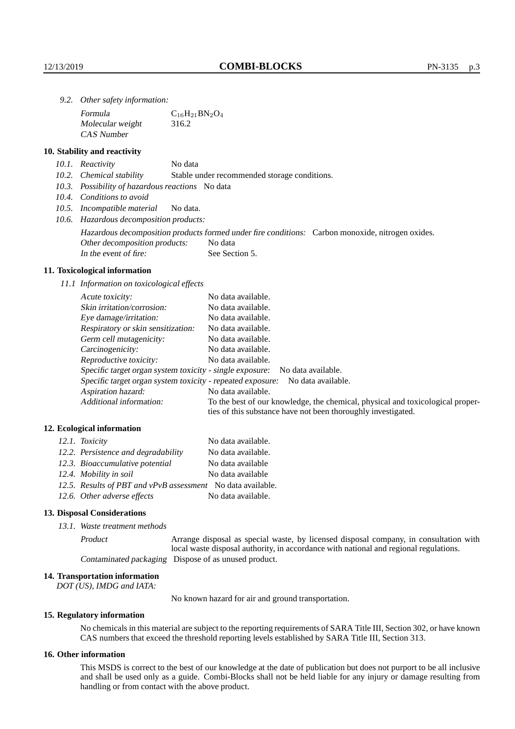*9.2. Other safety information:*

| | |
|---|---|
| *Formula* | $C_{16}H_{21}BN_2O_4$ |
| *Molecular weight* | 316.2 |
| *CAS Number* | |

## 10. Stability and reactivity

*10.1. Reactivity* No data

*10.2. Chemical stability* Stable under recommended storage conditions.

*10.3. Possibility of hazardous reactions* No data

*10.4. Conditions to avoid*

*10.5. Incompatible material* No data.

*10.6. Hazardous decomposition products:*

*Hazardous decomposition products formed under fire conditions:* Carbon monoxide, nitrogen oxides.

*Other decomposition products:* No data

*In the event of fire:* See Section 5.

## 11. Toxicological information

*11.1 Information on toxicological effects*

| | |
|---|---|
| *Acute toxicity:* | No data available. |
| *Skin irritation/corrosion:* | No data available. |
| *Eye damage/irritation:* | No data available. |
| *Respiratory or skin sensitization:* | No data available. |
| *Germ cell mutagenicity:* | No data available. |
| *Carcinogenicity:* | No data available. |
| *Reproductive toxicity:* | No data available. |
| *Specific target organ system toxicity - single exposure:* | No data available. |
| *Specific target organ system toxicity - repeated exposure:* | No data available. |
| *Aspiration hazard:* | No data available. |
| *Additional information:* | To the best of our knowledge, the chemical, physical and toxicological properties of this substance have not been thoroughly investigated. |

## 12. Ecological information

| | |
|---|---|
| *12.1. Toxicity* | No data available. |
| *12.2. Persistence and degradability* | No data available. |
| *12.3. Bioaccumulative potential* | No data available |
| *12.4. Mobility in soil* | No data available |
| *12.5. Results of PBT and vPvB assessment* | No data available. |
| *12.6. Other adverse effects* | No data available. |

## 13. Disposal Considerations

*13.1. Waste treatment methods*

*Product* Arrange disposal as special waste, by licensed disposal company, in consultation with local waste disposal authority, in accordance with national and regional regulations.

*Contaminated packaging* Dispose of as unused product.

## 14. Transportation information

*DOT (US), IMDG and IATA:*

No known hazard for air and ground transportation.

## 15. Regulatory information

No chemicals in this material are subject to the reporting requirements of SARA Title III, Section 302, or have known CAS numbers that exceed the threshold reporting levels established by SARA Title III, Section 313.

## 16. Other information

This MSDS is correct to the best of our knowledge at the date of publication but does not purport to be all inclusive and shall be used only as a guide. Combi-Blocks shall not be held liable for any injury or damage resulting from handling or from contact with the above product.